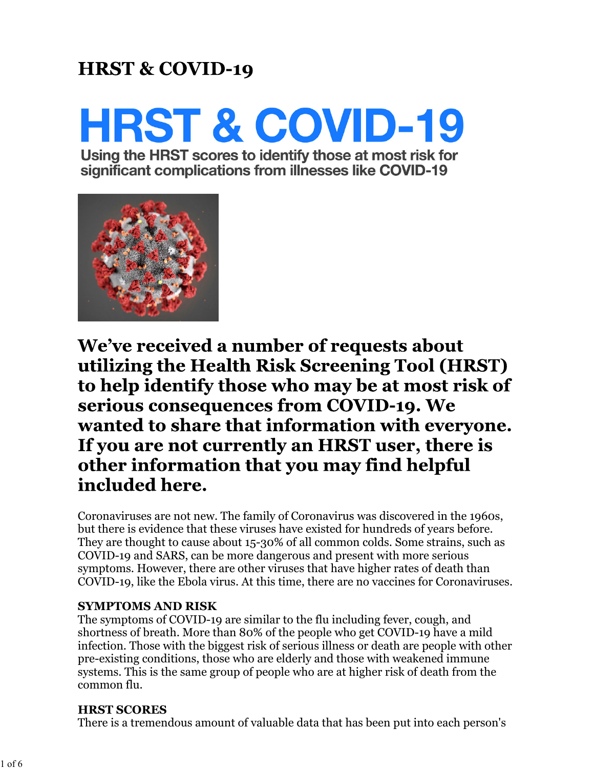# HRST & COVID-19

## HRST & COVID-19

Using the HRST scores to identify those at most risk for significant complications from illnesses like COVID-19

### We've received a number of requests about utilizing the Health Risk Screening Tool (HRST) to help identify those who may be at most risk of serious consequences from COVID-19. We wanted to share that information with everyone. If you are not currently an HRST user, there is other information that you may find helpful included here.

Coronaviruses are not new. The family of Coronavirus was discovered in the 1960s, but there is evidence that these viruses have existed for hundreds of years before. They are thought to cause about 15-30% of all common colds. Some strains, such as COVID-19 and SARS, can be more dangerous and present with more serious symptoms. However, there are other viruses that have higher rates of death than COVID-19, like the Ebola virus. At this time, there are no vaccines for Coronaviruses.

**SYMPTOMS AND RISK**

The symptoms of COVID-19 are similar to the flu including fever, cough, and shortness of breath. More than 80% of the people who get COVID-19 have a mild infection. Those with the biggest risk of serious illness or death are people with other pre-existing conditions, those who are elderly and those with weakened immune systems. This is the same group of people who are at higher risk of death from the common flu.

**HRST SCORES**

There is a tremendous amount of valuable data that has been put into each person's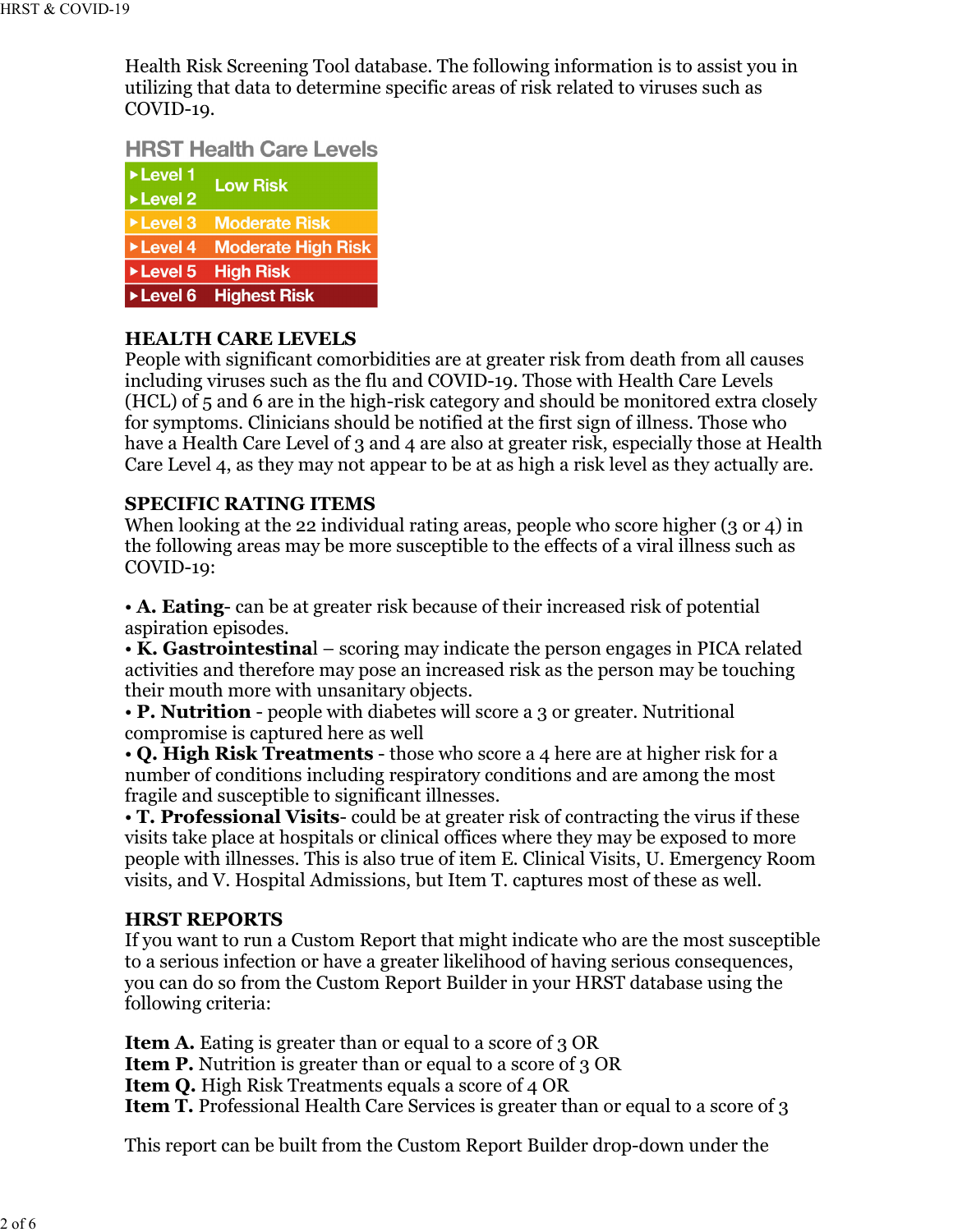Health Risk Screening Tool database. The following information is to assist you in utilizing that data to determine specific areas of risk related to viruses such as COVID-19.

### HRST Health Care Levels

| Level | Risk |
| --- | --- |
| Level 1 | Low Risk |
| Level 2 | Low Risk |
| Level 3 | Moderate Risk |
| Level 4 | Moderate High Risk |
| Level 5 | High Risk |
| Level 6 | Highest Risk |

## HEALTH CARE LEVELS

People with significant comorbidities are at greater risk from death from all causes including viruses such as the flu and COVID-19. Those with Health Care Levels (HCL) of 5 and 6 are in the high-risk category and should be monitored extra closely for symptoms. Clinicians should be notified at the first sign of illness. Those who have a Health Care Level of 3 and 4 are also at greater risk, especially those at Health Care Level 4, as they may not appear to be at as high a risk level as they actually are.

## SPECIFIC RATING ITEMS

When looking at the 22 individual rating areas, people who score higher (3 or 4) in the following areas may be more susceptible to the effects of a viral illness such as COVID-19:

- **A. Eating**- can be at greater risk because of their increased risk of potential aspiration episodes.
- **K. Gastrointestinal** – scoring may indicate the person engages in PICA related activities and therefore may pose an increased risk as the person may be touching their mouth more with unsanitary objects.
- **P. Nutrition** - people with diabetes will score a 3 or greater. Nutritional compromise is captured here as well
- **Q. High Risk Treatments** - those who score a 4 here are at higher risk for a number of conditions including respiratory conditions and are among the most fragile and susceptible to significant illnesses.
- **T. Professional Visits**- could be at greater risk of contracting the virus if these visits take place at hospitals or clinical offices where they may be exposed to more people with illnesses. This is also true of item E. Clinical Visits, U. Emergency Room visits, and V. Hospital Admissions, but Item T. captures most of these as well.

## HRST REPORTS

If you want to run a Custom Report that might indicate who are the most susceptible to a serious infection or have a greater likelihood of having serious consequences, you can do so from the Custom Report Builder in your HRST database using the following criteria:

**Item A.** Eating is greater than or equal to a score of 3 OR
**Item P.** Nutrition is greater than or equal to a score of 3 OR
**Item Q.** High Risk Treatments equals a score of 4 OR
**Item T.** Professional Health Care Services is greater than or equal to a score of 3

This report can be built from the Custom Report Builder drop-down under the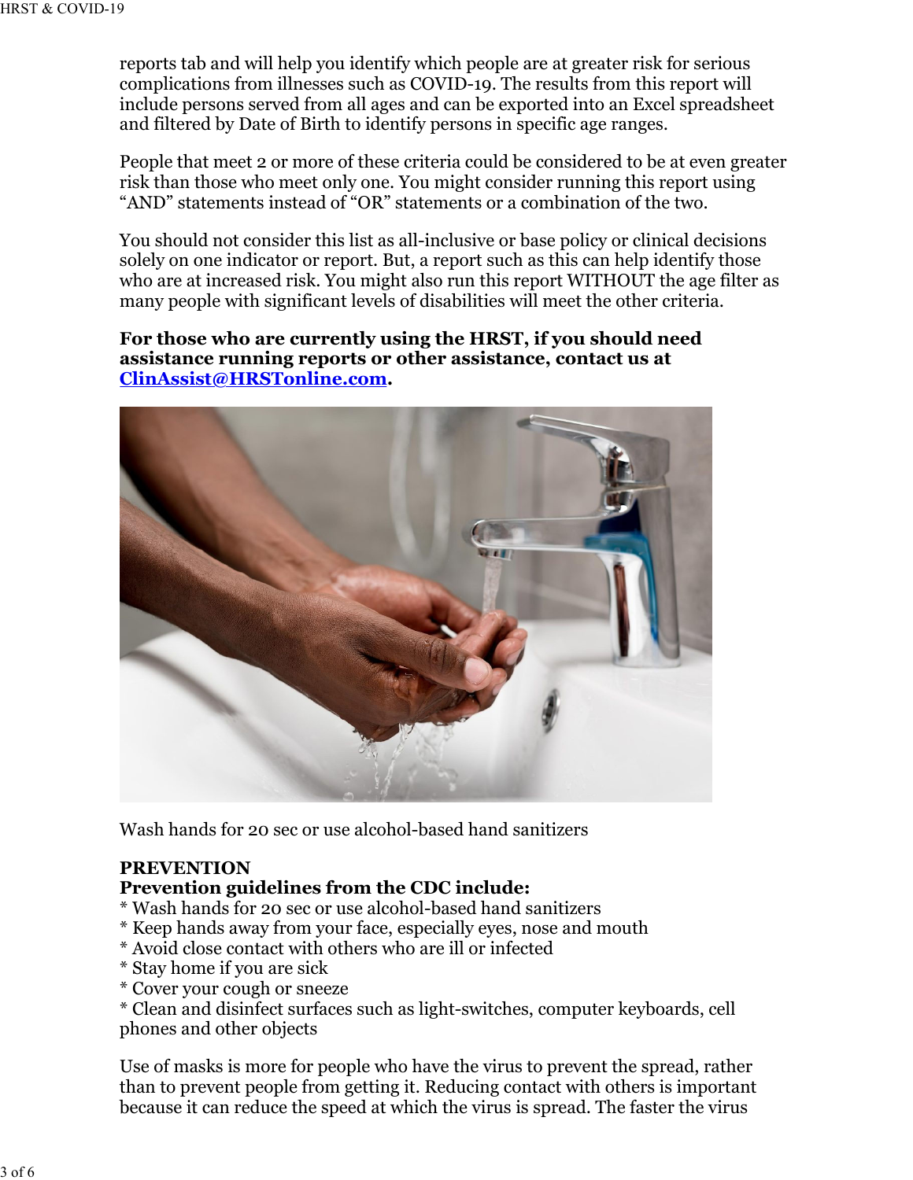reports tab and will help you identify which people are at greater risk for serious complications from illnesses such as COVID-19. The results from this report will include persons served from all ages and can be exported into an Excel spreadsheet and filtered by Date of Birth to identify persons in specific age ranges.

People that meet 2 or more of these criteria could be considered to be at even greater risk than those who meet only one. You might consider running this report using "AND" statements instead of "OR" statements or a combination of the two.

You should not consider this list as all-inclusive or base policy or clinical decisions solely on one indicator or report. But, a report such as this can help identify those who are at increased risk. You might also run this report WITHOUT the age filter as many people with significant levels of disabilities will meet the other criteria.

**For those who are currently using the HRST, if you should need assistance running reports or other assistance, contact us at [ClinAssist@HRSTonline.com](mailto:ClinAssist@HRSTonline.com).**

Wash hands for 20 sec or use alcohol-based hand sanitizers

**PREVENTION**
**Prevention guidelines from the CDC include:**

* Wash hands for 20 sec or use alcohol-based hand sanitizers
* Keep hands away from your face, especially eyes, nose and mouth
* Avoid close contact with others who are ill or infected
* Stay home if you are sick
* Cover your cough or sneeze
* Clean and disinfect surfaces such as light-switches, computer keyboards, cell phones and other objects

Use of masks is more for people who have the virus to prevent the spread, rather than to prevent people from getting it. Reducing contact with others is important because it can reduce the speed at which the virus is spread. The faster the virus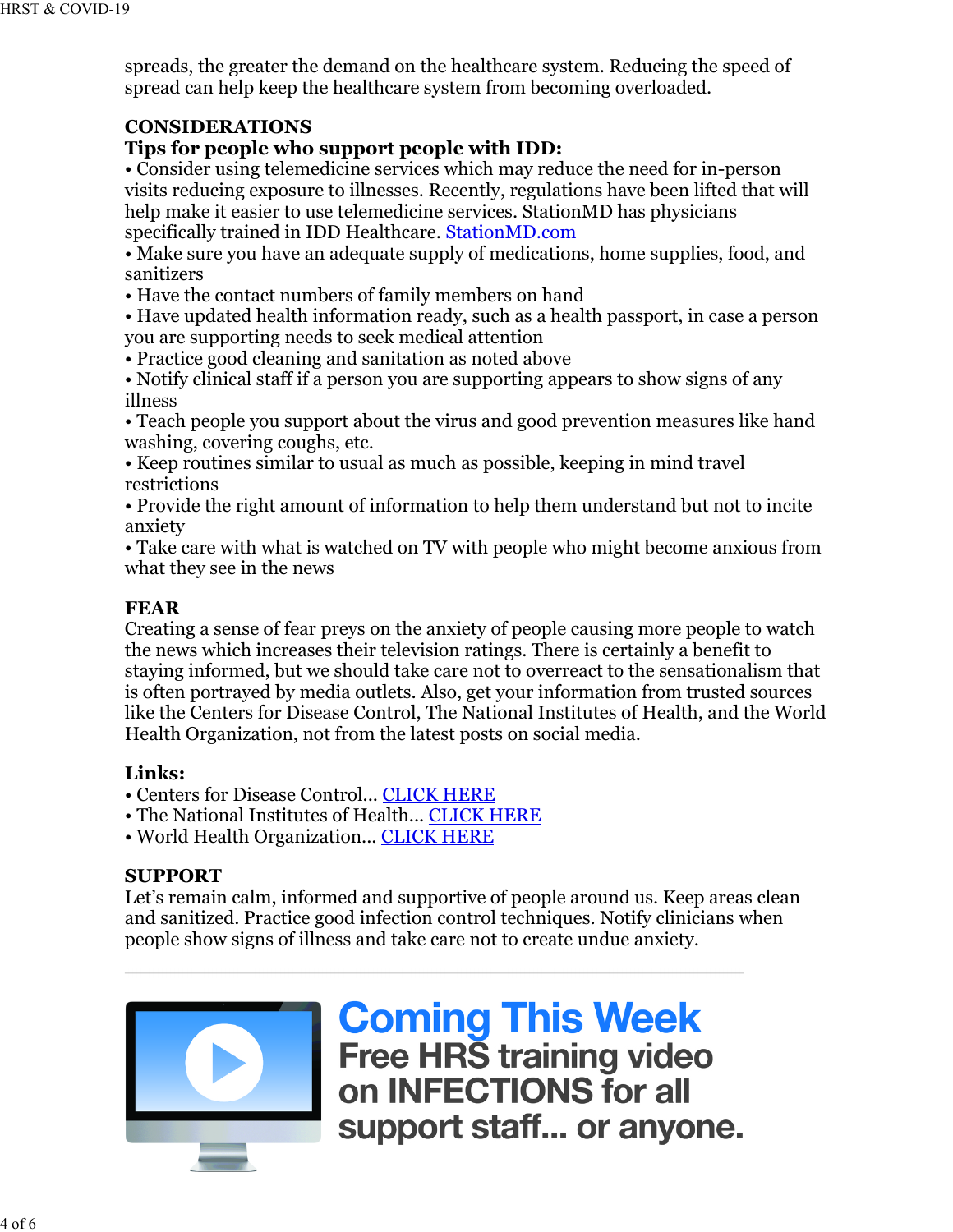spreads, the greater the demand on the healthcare system. Reducing the speed of spread can help keep the healthcare system from becoming overloaded.

## CONSIDERATIONS

**Tips for people who support people with IDD:**

- Consider using telemedicine services which may reduce the need for in-person visits reducing exposure to illnesses. Recently, regulations have been lifted that will help make it easier to use telemedicine services. StationMD has physicians specifically trained in IDD Healthcare. [StationMD.com](StationMD.com)
- Make sure you have an adequate supply of medications, home supplies, food, and sanitizers
- Have the contact numbers of family members on hand
- Have updated health information ready, such as a health passport, in case a person you are supporting needs to seek medical attention
- Practice good cleaning and sanitation as noted above
- Notify clinical staff if a person you are supporting appears to show signs of any illness
- Teach people you support about the virus and good prevention measures like hand washing, covering coughs, etc.
- Keep routines similar to usual as much as possible, keeping in mind travel restrictions
- Provide the right amount of information to help them understand but not to incite anxiety
- Take care with what is watched on TV with people who might become anxious from what they see in the news

## FEAR

Creating a sense of fear preys on the anxiety of people causing more people to watch the news which increases their television ratings. There is certainly a benefit to staying informed, but we should take care not to overreact to the sensationalism that is often portrayed by media outlets. Also, get your information from trusted sources like the Centers for Disease Control, The National Institutes of Health, and the World Health Organization, not from the latest posts on social media.

**Links:**

- Centers for Disease Control... CLICK HERE
- The National Institutes of Health... CLICK HERE
- World Health Organization... CLICK HERE

## SUPPORT

Let's remain calm, informed and supportive of people around us. Keep areas clean and sanitized. Practice good infection control techniques. Notify clinicians when people show signs of illness and take care not to create undue anxiety.

---

# Coming This Week

**Free HRS training video on INFECTIONS for all support staff... or anyone.**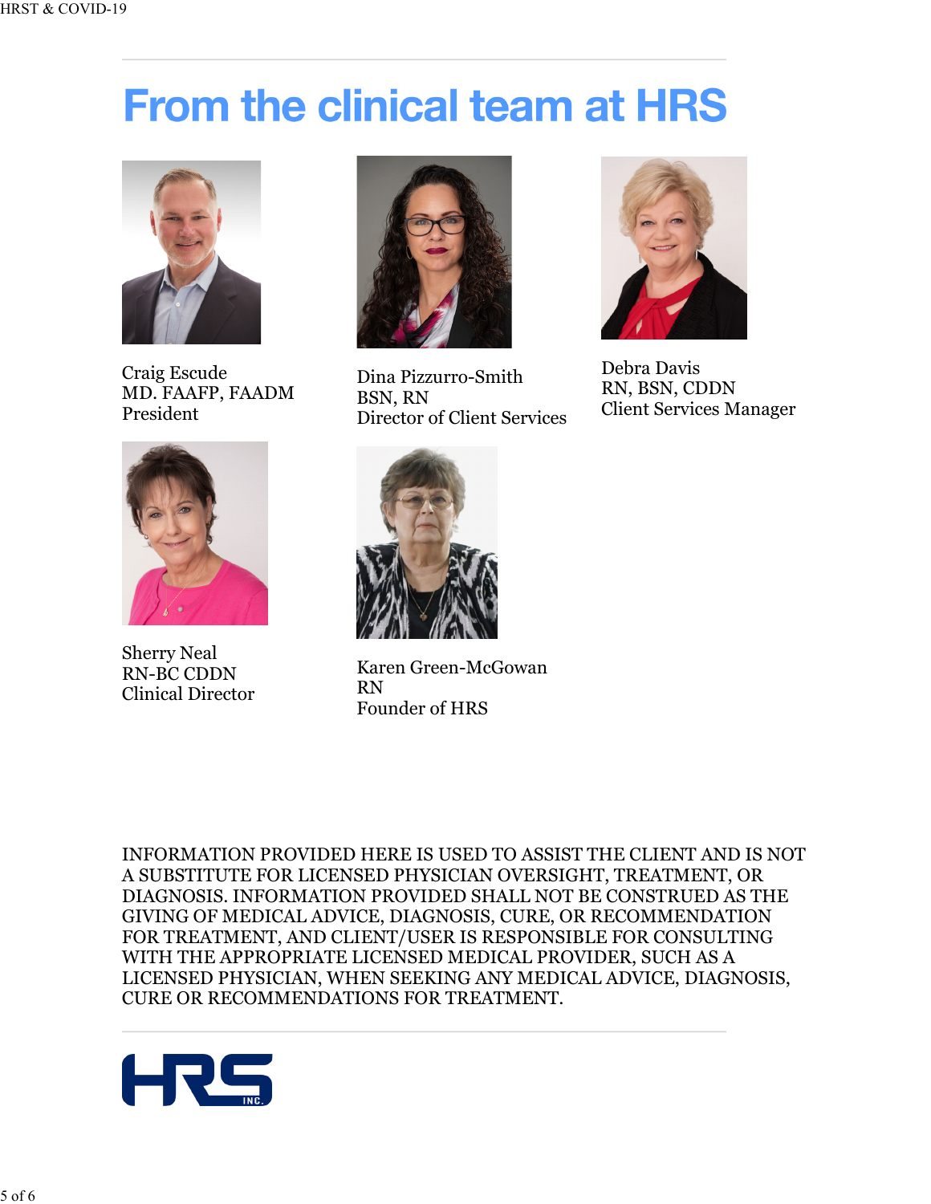# From the clinical team at HRS

Craig Escude
MD. FAAFP, FAADM
President

Dina Pizzurro-Smith
BSN, RN
Director of Client Services

Debra Davis
RN, BSN, CDDN
Client Services Manager

Sherry Neal
RN-BC CDDN
Clinical Director

Karen Green-McGowan
RN
Founder of HRS

INFORMATION PROVIDED HERE IS USED TO ASSIST THE CLIENT AND IS NOT A SUBSTITUTE FOR LICENSED PHYSICIAN OVERSIGHT, TREATMENT, OR DIAGNOSIS. INFORMATION PROVIDED SHALL NOT BE CONSTRUED AS THE GIVING OF MEDICAL ADVICE, DIAGNOSIS, CURE, OR RECOMMENDATION FOR TREATMENT, AND CLIENT/USER IS RESPONSIBLE FOR CONSULTING WITH THE APPROPRIATE LICENSED MEDICAL PROVIDER, SUCH AS A LICENSED PHYSICIAN, WHEN SEEKING ANY MEDICAL ADVICE, DIAGNOSIS, CURE OR RECOMMENDATIONS FOR TREATMENT.

HRS INC.